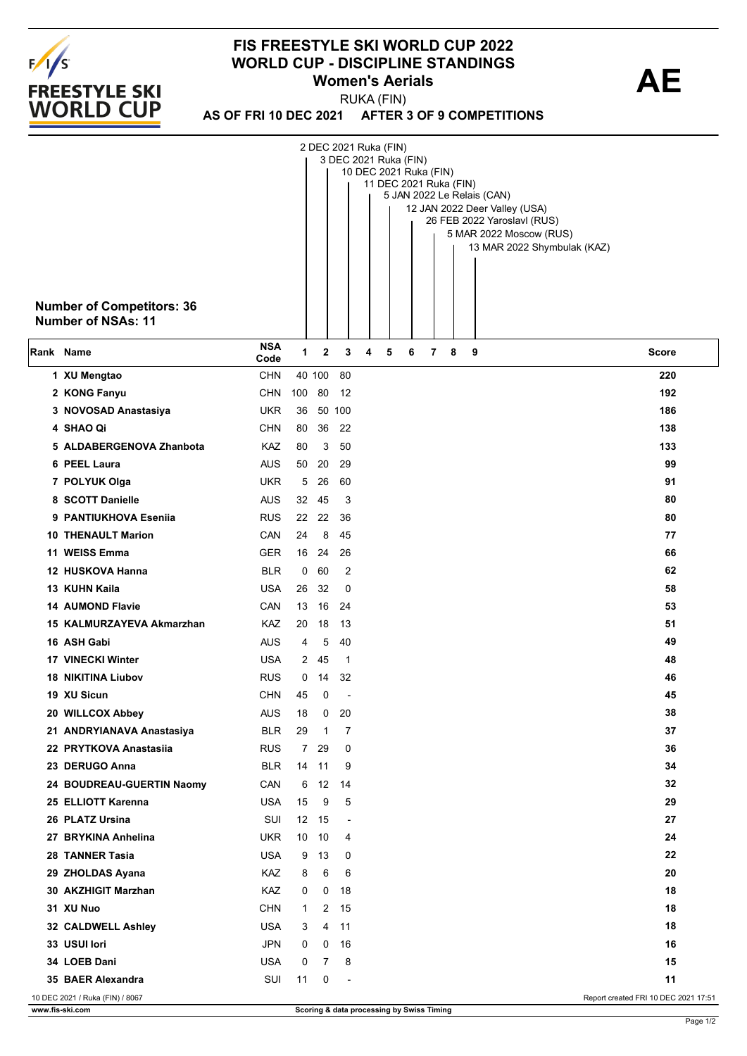# FIS FREESTYLE SKI WORLD CUP 2022
## WORLD CUP - DISCIPLINE STANDINGS
### Women's Aerials

**AE**

RUKA (FIN)

**AS OF FRI 10 DEC 2021 AFTER 3 OF 9 COMPETITIONS**

Competitions:
1. 2 DEC 2021 Ruka (FIN)
2. 3 DEC 2021 Ruka (FIN)
3. 10 DEC 2021 Ruka (FIN)
4. 11 DEC 2021 Ruka (FIN)
5. 5 JAN 2022 Le Relais (CAN)
6. 12 JAN 2022 Deer Valley (USA)
7. 26 FEB 2022 Yaroslavl (RUS)
8. 5 MAR 2022 Moscow (RUS)
9. 13 MAR 2022 Shymbulak (KAZ)

**Number of Competitors: 36**
**Number of NSAs: 11**

| Rank | Name | NSA Code | 1 | 2 | 3 | 4 | 5 | 6 | 7 | 8 | 9 | Score |
|---|---|---|---|---|---|---|---|---|---|---|---|---|
| 1 | XU Mengtao | CHN | 40 | 100 | 80 | | | | | | | 220 |
| 2 | KONG Fanyu | CHN | 100 | 80 | 12 | | | | | | | 192 |
| 3 | NOVOSAD Anastasiya | UKR | 36 | 50 | 100 | | | | | | | 186 |
| 4 | SHAO Qi | CHN | 80 | 36 | 22 | | | | | | | 138 |
| 5 | ALDABERGENOVA Zhanbota | KAZ | 80 | 3 | 50 | | | | | | | 133 |
| 6 | PEEL Laura | AUS | 50 | 20 | 29 | | | | | | | 99 |
| 7 | POLYUK Olga | UKR | 5 | 26 | 60 | | | | | | | 91 |
| 8 | SCOTT Danielle | AUS | 32 | 45 | 3 | | | | | | | 80 |
| 9 | PANTIUKHOVA Esenia | RUS | 22 | 22 | 36 | | | | | | | 80 |
| 10 | THENAULT Marion | CAN | 24 | 8 | 45 | | | | | | | 77 |
| 11 | WEISS Emma | GER | 16 | 24 | 26 | | | | | | | 66 |
| 12 | HUSKOVA Hanna | BLR | 0 | 60 | 2 | | | | | | | 62 |
| 13 | KUHN Kaila | USA | 26 | 32 | 0 | | | | | | | 58 |
| 14 | AUMOND Flavie | CAN | 13 | 16 | 24 | | | | | | | 53 |
| 15 | KALMURZAYEVA Akmarzhan | KAZ | 20 | 18 | 13 | | | | | | | 51 |
| 16 | ASH Gabi | AUS | 4 | 5 | 40 | | | | | | | 49 |
| 17 | VINECKI Winter | USA | 2 | 45 | 1 | | | | | | | 48 |
| 18 | NIKITINA Liubov | RUS | 0 | 14 | 32 | | | | | | | 46 |
| 19 | XU Sicun | CHN | 45 | 0 | - | | | | | | | 45 |
| 20 | WILLCOX Abbey | AUS | 18 | 0 | 20 | | | | | | | 38 |
| 21 | ANDRYIANAVA Anastasiya | BLR | 29 | 1 | 7 | | | | | | | 37 |
| 22 | PRYTKOVA Anastasiia | RUS | 7 | 29 | 0 | | | | | | | 36 |
| 23 | DERUGO Anna | BLR | 14 | 11 | 9 | | | | | | | 34 |
| 24 | BOUDREAU-GUERTIN Naomy | CAN | 6 | 12 | 14 | | | | | | | 32 |
| 25 | ELLIOTT Karenna | USA | 15 | 9 | 5 | | | | | | | 29 |
| 26 | PLATZ Ursina | SUI | 12 | 15 | - | | | | | | | 27 |
| 27 | BRYKINA Anhelina | UKR | 10 | 10 | 4 | | | | | | | 24 |
| 28 | TANNER Tasia | USA | 9 | 13 | 0 | | | | | | | 22 |
| 29 | ZHOLDAS Ayana | KAZ | 8 | 6 | 6 | | | | | | | 20 |
| 30 | AKZHIGIT Marzhan | KAZ | 0 | 0 | 18 | | | | | | | 18 |
| 31 | XU Nuo | CHN | 1 | 2 | 15 | | | | | | | 18 |
| 32 | CALDWELL Ashley | USA | 3 | 4 | 11 | | | | | | | 18 |
| 33 | USUI Iori | JPN | 0 | 0 | 16 | | | | | | | 16 |
| 34 | LOEB Dani | USA | 0 | 7 | 8 | | | | | | | 15 |
| 35 | BAER Alexandra | SUI | 11 | 0 | - | | | | | | | 11 |

10 DEC 2021 / Ruka (FIN) / 8067

Report created FRI 10 DEC 2021 17:51

www.fis-ski.com

Scoring & data processing by Swiss Timing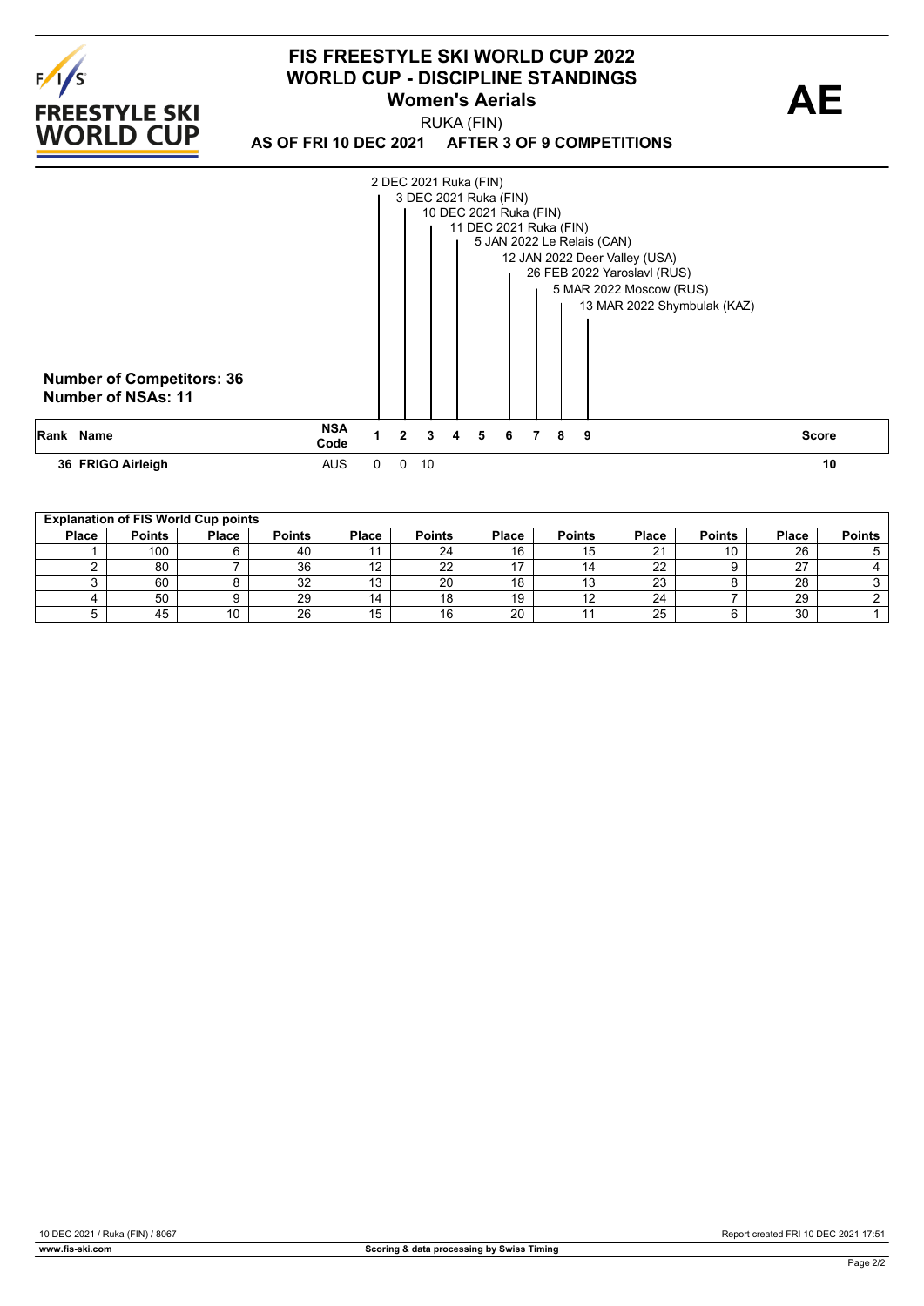# FIS FREESTYLE SKI WORLD CUP 2022
## WORLD CUP - DISCIPLINE STANDINGS
### Women's Aerials

**AE**

RUKA (FIN)

**AS OF FRI 10 DEC 2021 AFTER 3 OF 9 COMPETITIONS**

1. 2 DEC 2021 Ruka (FIN)
2. 3 DEC 2021 Ruka (FIN)
3. 10 DEC 2021 Ruka (FIN)
4. 11 DEC 2021 Ruka (FIN)
5. 5 JAN 2022 Le Relais (CAN)
6. 12 JAN 2022 Deer Valley (USA)
7. 26 FEB 2022 Yaroslavl (RUS)
8. 5 MAR 2022 Moscow (RUS)
9. 13 MAR 2022 Shymbulak (KAZ)

**Number of Competitors: 36**
**Number of NSAs: 11**

| Rank | Name | NSA Code | 1 | 2 | 3 | 4 | 5 | 6 | 7 | 8 | 9 | Score |
|---|---|---|---|---|---|---|---|---|---|---|---|---|
| 36 | FRIGO Airleigh | AUS | 0 | 0 | 10 | | | | | | | 10 |

| Explanation of FIS World Cup points | | | | | | | | | | | |
|---|---|---|---|---|---|---|---|---|---|---|---|
| Place | Points | Place | Points | Place | Points | Place | Points | Place | Points | Place | Points |
| 1 | 100 | 6 | 40 | 11 | 24 | 16 | 15 | 21 | 10 | 26 | 5 |
| 2 | 80 | 7 | 36 | 12 | 22 | 17 | 14 | 22 | 9 | 27 | 4 |
| 3 | 60 | 8 | 32 | 13 | 20 | 18 | 13 | 23 | 8 | 28 | 3 |
| 4 | 50 | 9 | 29 | 14 | 18 | 19 | 12 | 24 | 7 | 29 | 2 |
| 5 | 45 | 10 | 26 | 15 | 16 | 20 | 11 | 25 | 6 | 30 | 1 |

10 DEC 2021 / Ruka (FIN) / 8067

Report created FRI 10 DEC 2021 17:51

www.fis-ski.com

Scoring & data processing by Swiss Timing